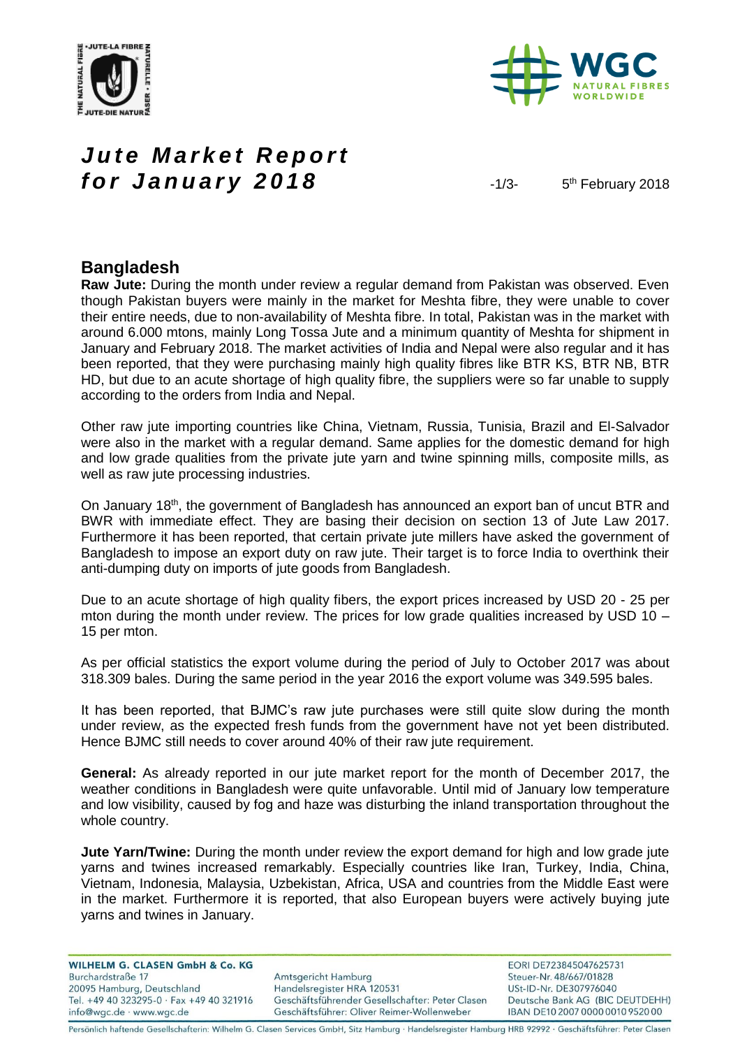# Jute Market Report for January 2018

5th February 2018

## Bangladesh

**Raw Jute:** During the month under review a regular demand from Pakistan was observed. Even though Pakistan buyers were mainly in the market for Meshta fibre, they were unable to cover their entire needs, due to non-availability of Meshta fibre. In total, Pakistan was in the market with around 6.000 mtons, mainly Long Tossa Jute and a minimum quantity of Meshta for shipment in January and February 2018. The market activities of India and Nepal were also regular and it has been reported, that they were purchasing mainly high quality fibres like BTR KS, BTR NB, BTR HD, but due to an acute shortage of high quality fibre, the suppliers were so far unable to supply according to the orders from India and Nepal.

Other raw jute importing countries like China, Vietnam, Russia, Tunisia, Brazil and El-Salvador were also in the market with a regular demand. Same applies for the domestic demand for high and low grade qualities from the private jute yarn and twine spinning mills, composite mills, as well as raw jute processing industries.

On January 18th, the government of Bangladesh has announced an export ban of uncut BTR and BWR with immediate effect. They are basing their decision on section 13 of Jute Law 2017. Furthermore it has been reported, that certain private jute millers have asked the government of Bangladesh to impose an export duty on raw jute. Their target is to force India to overthink their anti-dumping duty on imports of jute goods from Bangladesh.

Due to an acute shortage of high quality fibers, the export prices increased by USD 20 - 25 per mton during the month under review. The prices for low grade qualities increased by USD 10 – 15 per mton.

As per official statistics the export volume during the period of July to October 2017 was about 318.309 bales. During the same period in the year 2016 the export volume was 349.595 bales.

It has been reported, that BJMC's raw jute purchases were still quite slow during the month under review, as the expected fresh funds from the government have not yet been distributed. Hence BJMC still needs to cover around 40% of their raw jute requirement.

**General:** As already reported in our jute market report for the month of December 2017, the weather conditions in Bangladesh were quite unfavorable. Until mid of January low temperature and low visibility, caused by fog and haze was disturbing the inland transportation throughout the whole country.

**Jute Yarn/Twine:** During the month under review the export demand for high and low grade jute yarns and twines increased remarkably. Especially countries like Iran, Turkey, India, China, Vietnam, Indonesia, Malaysia, Uzbekistan, Africa, USA and countries from the Middle East were in the market. Furthermore it is reported, that also European buyers were actively buying jute yarns and twines in January.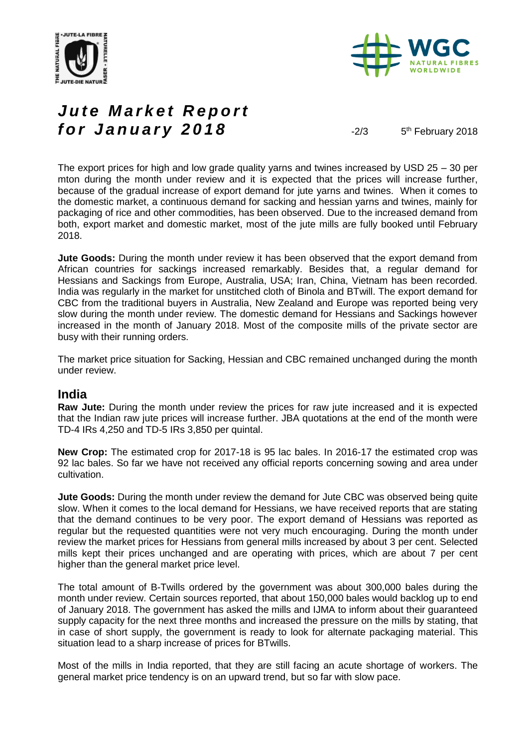The export prices for high and low grade quality yarns and twines increased by USD 25 – 30 per mton during the month under review and it is expected that the prices will increase further, because of the gradual increase of export demand for jute yarns and twines. When it comes to the domestic market, a continuous demand for sacking and hessian yarns and twines, mainly for packaging of rice and other commodities, has been observed. Due to the increased demand from both, export market and domestic market, most of the jute mills are fully booked until February 2018.

**Jute Goods:** During the month under review it has been observed that the export demand from African countries for sackings increased remarkably. Besides that, a regular demand for Hessians and Sackings from Europe, Australia, USA; Iran, China, Vietnam has been recorded. India was regularly in the market for unstitched cloth of Binola and BTwill. The export demand for CBC from the traditional buyers in Australia, New Zealand and Europe was reported being very slow during the month under review. The domestic demand for Hessians and Sackings however increased in the month of January 2018. Most of the composite mills of the private sector are busy with their running orders.

The market price situation for Sacking, Hessian and CBC remained unchanged during the month under review.

## India

**Raw Jute:** During the month under review the prices for raw jute increased and it is expected that the Indian raw jute prices will increase further. JBA quotations at the end of the month were TD-4 IRs 4,250 and TD-5 IRs 3,850 per quintal.

**New Crop:** The estimated crop for 2017-18 is 95 lac bales. In 2016-17 the estimated crop was 92 lac bales. So far we have not received any official reports concerning sowing and area under cultivation.

**Jute Goods:** During the month under review the demand for Jute CBC was observed being quite slow. When it comes to the local demand for Hessians, we have received reports that are stating that the demand continues to be very poor. The export demand of Hessians was reported as regular but the requested quantities were not very much encouraging. During the month under review the market prices for Hessians from general mills increased by about 3 per cent. Selected mills kept their prices unchanged and are operating with prices, which are about 7 per cent higher than the general market price level.

The total amount of B-Twills ordered by the government was about 300,000 bales during the month under review. Certain sources reported, that about 150,000 bales would backlog up to end of January 2018. The government has asked the mills and IJMA to inform about their guaranteed supply capacity for the next three months and increased the pressure on the mills by stating, that in case of short supply, the government is ready to look for alternate packaging material. This situation lead to a sharp increase of prices for BTwills.

Most of the mills in India reported, that they are still facing an acute shortage of workers. The general market price tendency is on an upward trend, but so far with slow pace.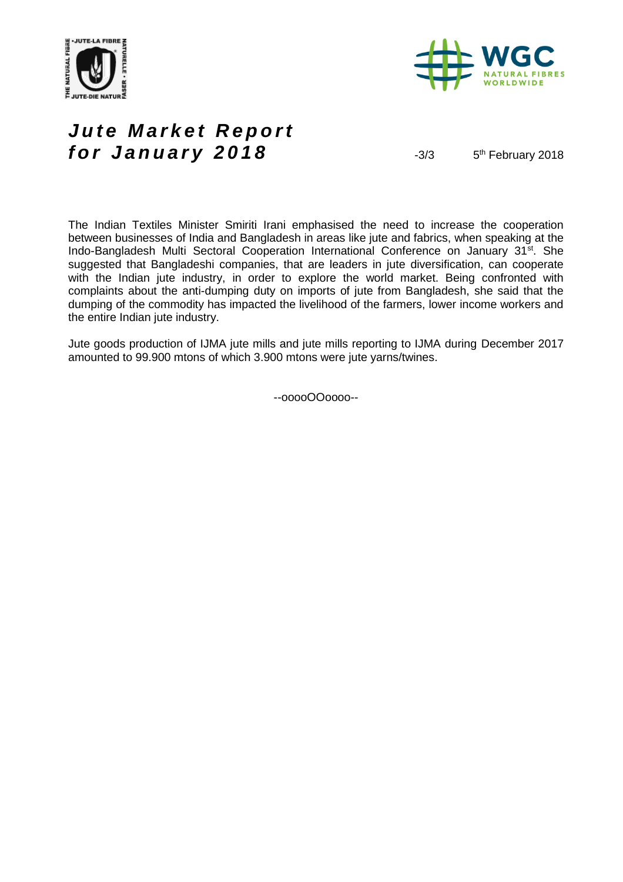The Indian Textiles Minister Smiriti Irani emphasised the need to increase the cooperation between businesses of India and Bangladesh in areas like jute and fabrics, when speaking at the Indo-Bangladesh Multi Sectoral Cooperation International Conference on January 31st. She suggested that Bangladeshi companies, that are leaders in jute diversification, can cooperate with the Indian jute industry, in order to explore the world market. Being confronted with complaints about the anti-dumping duty on imports of jute from Bangladesh, she said that the dumping of the commodity has impacted the livelihood of the farmers, lower income workers and the entire Indian jute industry.

Jute goods production of IJMA jute mills and jute mills reporting to IJMA during December 2017 amounted to 99.900 mtons of which 3.900 mtons were jute yarns/twines.

--ooooOOoooo--